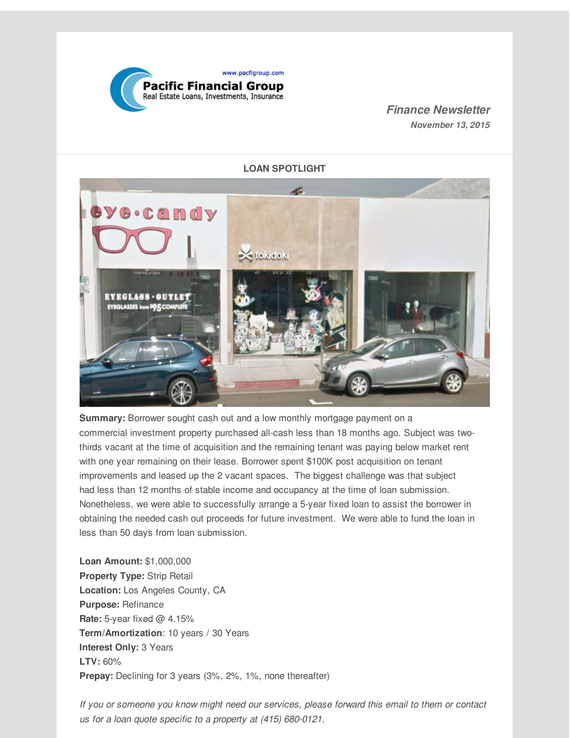www.pacfigroup.com

**Pacific Financial Group**
Real Estate Loans, Investments, Insurance

***Finance Newsletter***
***November 13, 2015***

## LOAN SPOTLIGHT

**Summary:** Borrower sought cash out and a low monthly mortgage payment on a commercial investment property purchased all-cash less than 18 months ago. Subject was two-thirds vacant at the time of acquisition and the remaining tenant was paying below market rent with one year remaining on their lease. Borrower spent $100K post acquisition on tenant improvements and leased up the 2 vacant spaces. The biggest challenge was that subject had less than 12 months of stable income and occupancy at the time of loan submission. Nonetheless, we were able to successfully arrange a 5-year fixed loan to assist the borrower in obtaining the needed cash out proceeds for future investment. We were able to fund the loan in less than 50 days from loan submission.

**Loan Amount:** $1,000,000
**Property Type:** Strip Retail
**Location:** Los Angeles County, CA
**Purpose:** Refinance
**Rate:** 5-year fixed @ 4.15%
**Term/Amortization**: 10 years / 30 Years
**Interest Only:** 3 Years
**LTV:** 60%
**Prepay:** Declining for 3 years (3%, 2%, 1%, none thereafter)

*If you or someone you know might need our services, please forward this email to them or contact us for a loan quote specific to a property at (415) 680-0121.*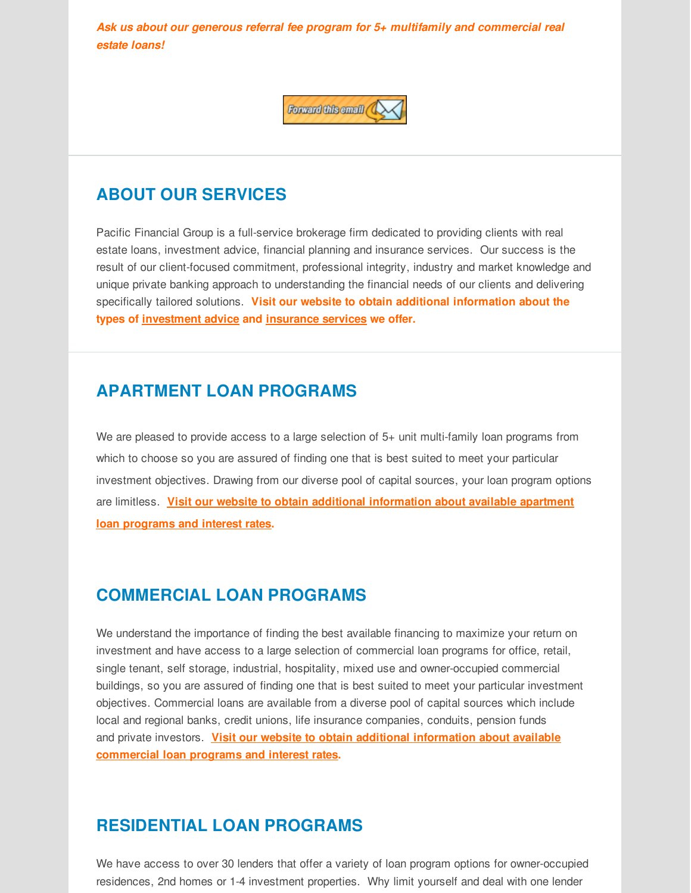***Ask us about our generous referral fee program for 5+ multifamily and commercial real estate loans!***

## ABOUT OUR SERVICES

Pacific Financial Group is a full-service brokerage firm dedicated to providing clients with real estate loans, investment advice, financial planning and insurance services. Our success is the result of our client-focused commitment, professional integrity, industry and market knowledge and unique private banking approach to understanding the financial needs of our clients and delivering specifically tailored solutions. **Visit our website to obtain additional information about the types of investment advice and insurance services we offer.**

## APARTMENT LOAN PROGRAMS

We are pleased to provide access to a large selection of 5+ unit multi-family loan programs from which to choose so you are assured of finding one that is best suited to meet your particular investment objectives. Drawing from our diverse pool of capital sources, your loan program options are limitless. **Visit our website to obtain additional information about available apartment loan programs and interest rates.**

## COMMERCIAL LOAN PROGRAMS

We understand the importance of finding the best available financing to maximize your return on investment and have access to a large selection of commercial loan programs for office, retail, single tenant, self storage, industrial, hospitality, mixed use and owner-occupied commercial buildings, so you are assured of finding one that is best suited to meet your particular investment objectives. Commercial loans are available from a diverse pool of capital sources which include local and regional banks, credit unions, life insurance companies, conduits, pension funds and private investors. **Visit our website to obtain additional information about available commercial loan programs and interest rates.**

## RESIDENTIAL LOAN PROGRAMS

We have access to over 30 lenders that offer a variety of loan program options for owner-occupied residences, 2nd homes or 1-4 investment properties. Why limit yourself and deal with one lender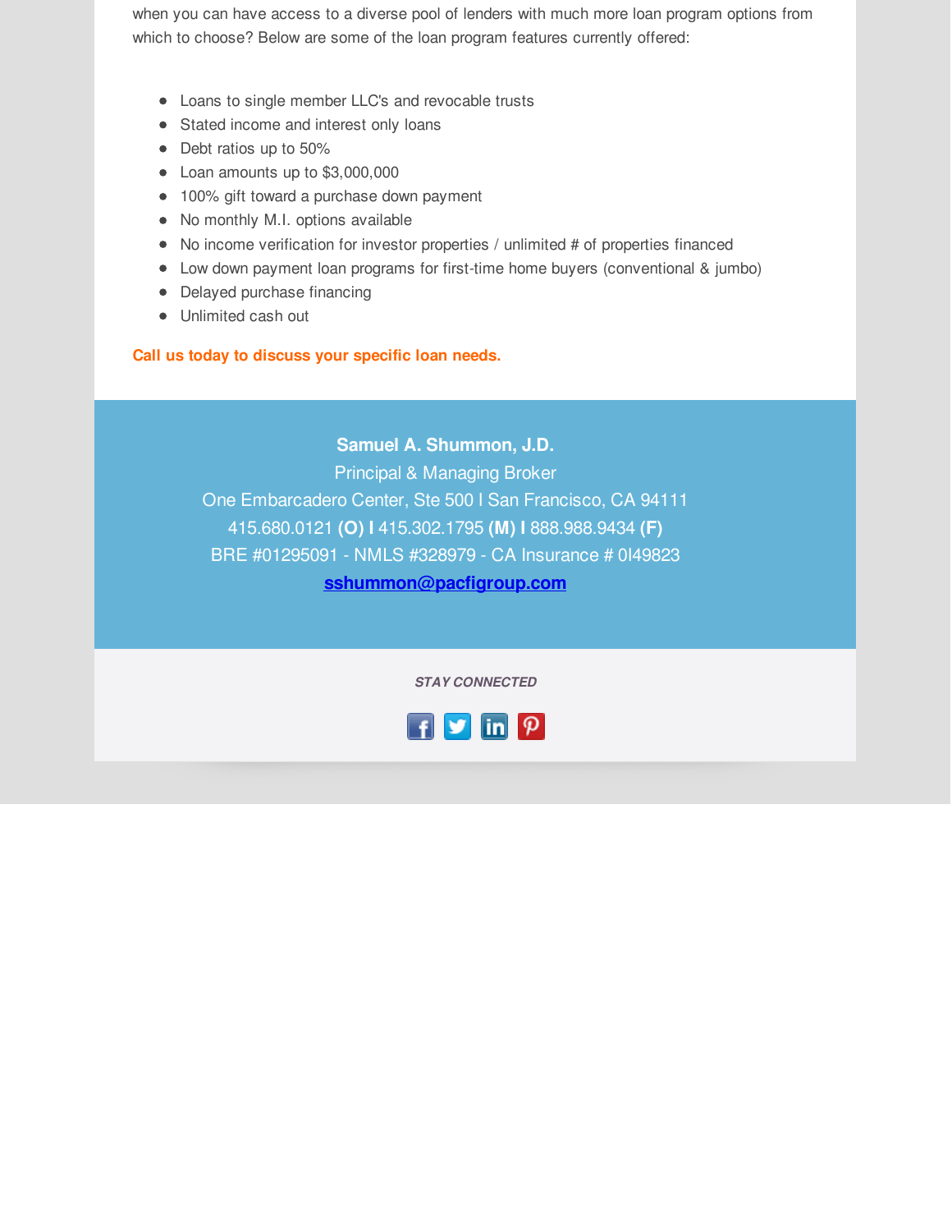when you can have access to a diverse pool of lenders with much more loan program options from which to choose? Below are some of the loan program features currently offered:

- Loans to single member LLC's and revocable trusts
- Stated income and interest only loans
- Debt ratios up to 50%
- Loan amounts up to $3,000,000
- 100% gift toward a purchase down payment
- No monthly M.I. options available
- No income verification for investor properties / unlimited # of properties financed
- Low down payment loan programs for first-time home buyers (conventional & jumbo)
- Delayed purchase financing
- Unlimited cash out

**Call us today to discuss your specific loan needs.**

**Samuel A. Shummon, J.D.**
Principal & Managing Broker
One Embarcadero Center, Ste 500 I San Francisco, CA 94111
415.680.0121 **(O) I** 415.302.1795 **(M) I** 888.988.9434 **(F)**
BRE #01295091 - NMLS #328979 - CA Insurance # 0I49823
sshummon@pacfigroup.com

***STAY CONNECTED***